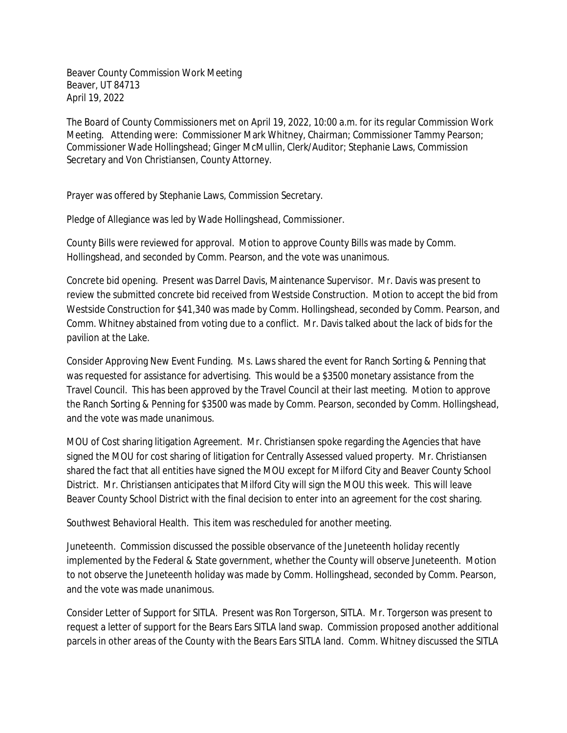Beaver County Commission Work Meeting
Beaver, UT 84713
April 19, 2022

The Board of County Commissioners met on April 19, 2022, 10:00 a.m. for its regular Commission Work Meeting. Attending were: Commissioner Mark Whitney, Chairman; Commissioner Tammy Pearson; Commissioner Wade Hollingshead; Ginger McMullin, Clerk/Auditor; Stephanie Laws, Commission Secretary and Von Christiansen, County Attorney.

Prayer was offered by Stephanie Laws, Commission Secretary.

Pledge of Allegiance was led by Wade Hollingshead, Commissioner.

County Bills were reviewed for approval. Motion to approve County Bills was made by Comm. Hollingshead, and seconded by Comm. Pearson, and the vote was unanimous.

Concrete bid opening. Present was Darrel Davis, Maintenance Supervisor. Mr. Davis was present to review the submitted concrete bid received from Westside Construction. Motion to accept the bid from Westside Construction for $41,340 was made by Comm. Hollingshead, seconded by Comm. Pearson, and Comm. Whitney abstained from voting due to a conflict. Mr. Davis talked about the lack of bids for the pavilion at the Lake.

Consider Approving New Event Funding. Ms. Laws shared the event for Ranch Sorting & Penning that was requested for assistance for advertising. This would be a $3500 monetary assistance from the Travel Council. This has been approved by the Travel Council at their last meeting. Motion to approve the Ranch Sorting & Penning for $3500 was made by Comm. Pearson, seconded by Comm. Hollingshead, and the vote was made unanimous.

MOU of Cost sharing litigation Agreement. Mr. Christiansen spoke regarding the Agencies that have signed the MOU for cost sharing of litigation for Centrally Assessed valued property. Mr. Christiansen shared the fact that all entities have signed the MOU except for Milford City and Beaver County School District. Mr. Christiansen anticipates that Milford City will sign the MOU this week. This will leave Beaver County School District with the final decision to enter into an agreement for the cost sharing.

Southwest Behavioral Health. This item was rescheduled for another meeting.

Juneteenth. Commission discussed the possible observance of the Juneteenth holiday recently implemented by the Federal & State government, whether the County will observe Juneteenth. Motion to not observe the Juneteenth holiday was made by Comm. Hollingshead, seconded by Comm. Pearson, and the vote was made unanimous.

Consider Letter of Support for SITLA. Present was Ron Torgerson, SITLA. Mr. Torgerson was present to request a letter of support for the Bears Ears SITLA land swap. Commission proposed another additional parcels in other areas of the County with the Bears Ears SITLA land. Comm. Whitney discussed the SITLA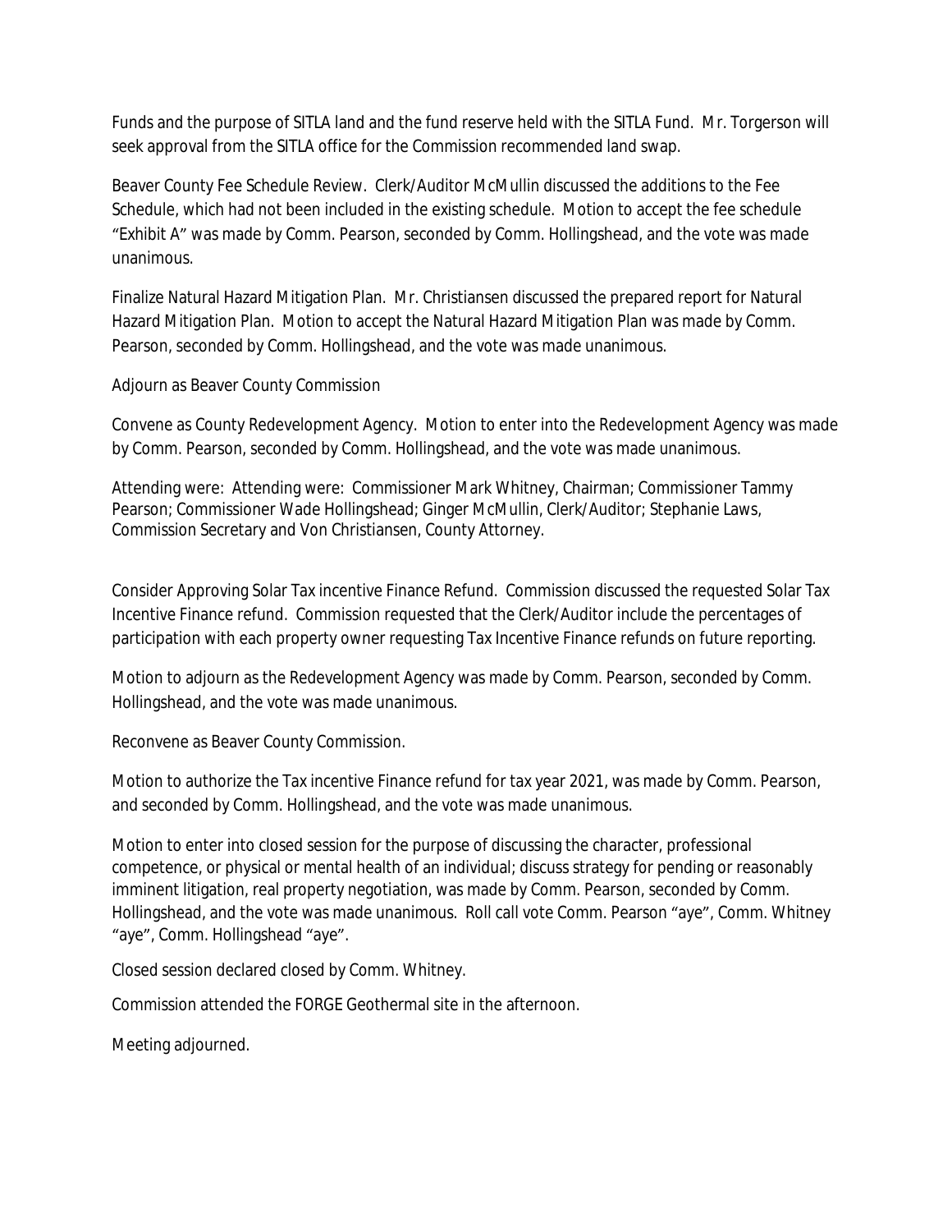Funds and the purpose of SITLA land and the fund reserve held with the SITLA Fund. Mr. Torgerson will seek approval from the SITLA office for the Commission recommended land swap.

Beaver County Fee Schedule Review. Clerk/Auditor McMullin discussed the additions to the Fee Schedule, which had not been included in the existing schedule. Motion to accept the fee schedule "Exhibit A" was made by Comm. Pearson, seconded by Comm. Hollingshead, and the vote was made unanimous.

Finalize Natural Hazard Mitigation Plan. Mr. Christiansen discussed the prepared report for Natural Hazard Mitigation Plan. Motion to accept the Natural Hazard Mitigation Plan was made by Comm. Pearson, seconded by Comm. Hollingshead, and the vote was made unanimous.

Adjourn as Beaver County Commission

Convene as County Redevelopment Agency. Motion to enter into the Redevelopment Agency was made by Comm. Pearson, seconded by Comm. Hollingshead, and the vote was made unanimous.

Attending were: Attending were: Commissioner Mark Whitney, Chairman; Commissioner Tammy Pearson; Commissioner Wade Hollingshead; Ginger McMullin, Clerk/Auditor; Stephanie Laws, Commission Secretary and Von Christiansen, County Attorney.

Consider Approving Solar Tax incentive Finance Refund. Commission discussed the requested Solar Tax Incentive Finance refund. Commission requested that the Clerk/Auditor include the percentages of participation with each property owner requesting Tax Incentive Finance refunds on future reporting.

Motion to adjourn as the Redevelopment Agency was made by Comm. Pearson, seconded by Comm. Hollingshead, and the vote was made unanimous.

Reconvene as Beaver County Commission.

Motion to authorize the Tax incentive Finance refund for tax year 2021, was made by Comm. Pearson, and seconded by Comm. Hollingshead, and the vote was made unanimous.

Motion to enter into closed session for the purpose of discussing the character, professional competence, or physical or mental health of an individual; discuss strategy for pending or reasonably imminent litigation, real property negotiation, was made by Comm. Pearson, seconded by Comm. Hollingshead, and the vote was made unanimous. Roll call vote Comm. Pearson "aye", Comm. Whitney "aye", Comm. Hollingshead "aye".

Closed session declared closed by Comm. Whitney.

Commission attended the FORGE Geothermal site in the afternoon.

Meeting adjourned.